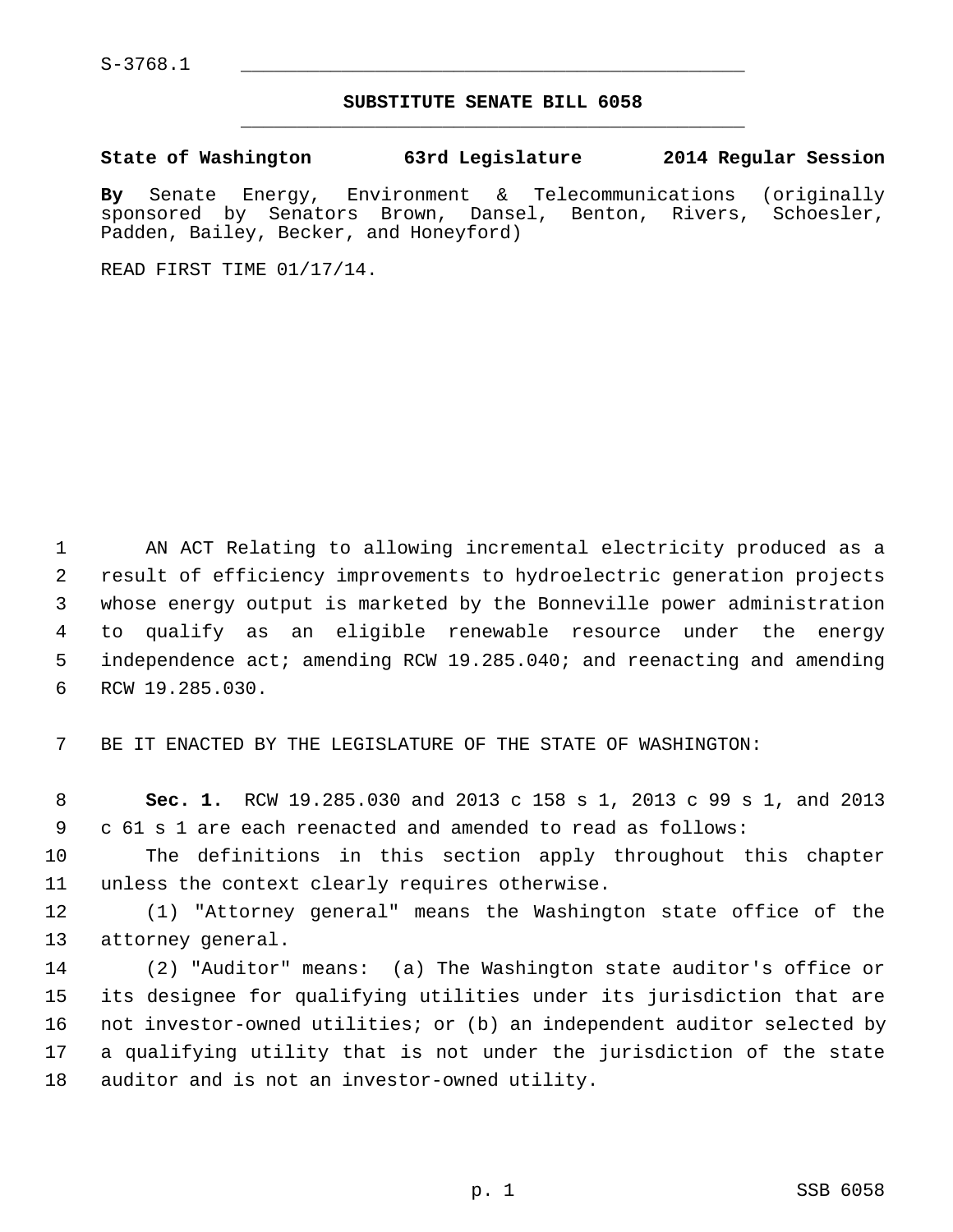S-3768.1

## SUBSTITUTE SENATE BILL 6058

**State of Washington 63rd Legislature 2014 Regular Session**

**By** Senate Energy, Environment & Telecommunications (originally sponsored by Senators Brown, Dansel, Benton, Rivers, Schoesler, Padden, Bailey, Becker, and Honeyford)

READ FIRST TIME 01/17/14.

AN ACT Relating to allowing incremental electricity produced as a result of efficiency improvements to hydroelectric generation projects whose energy output is marketed by the Bonneville power administration to qualify as an eligible renewable resource under the energy independence act; amending RCW 19.285.040; and reenacting and amending RCW 19.285.030.

BE IT ENACTED BY THE LEGISLATURE OF THE STATE OF WASHINGTON:

**Sec. 1.** RCW 19.285.030 and 2013 c 158 s 1, 2013 c 99 s 1, and 2013 c 61 s 1 are each reenacted and amended to read as follows:

The definitions in this section apply throughout this chapter unless the context clearly requires otherwise.

(1) "Attorney general" means the Washington state office of the attorney general.

(2) "Auditor" means: (a) The Washington state auditor's office or its designee for qualifying utilities under its jurisdiction that are not investor-owned utilities; or (b) an independent auditor selected by a qualifying utility that is not under the jurisdiction of the state auditor and is not an investor-owned utility.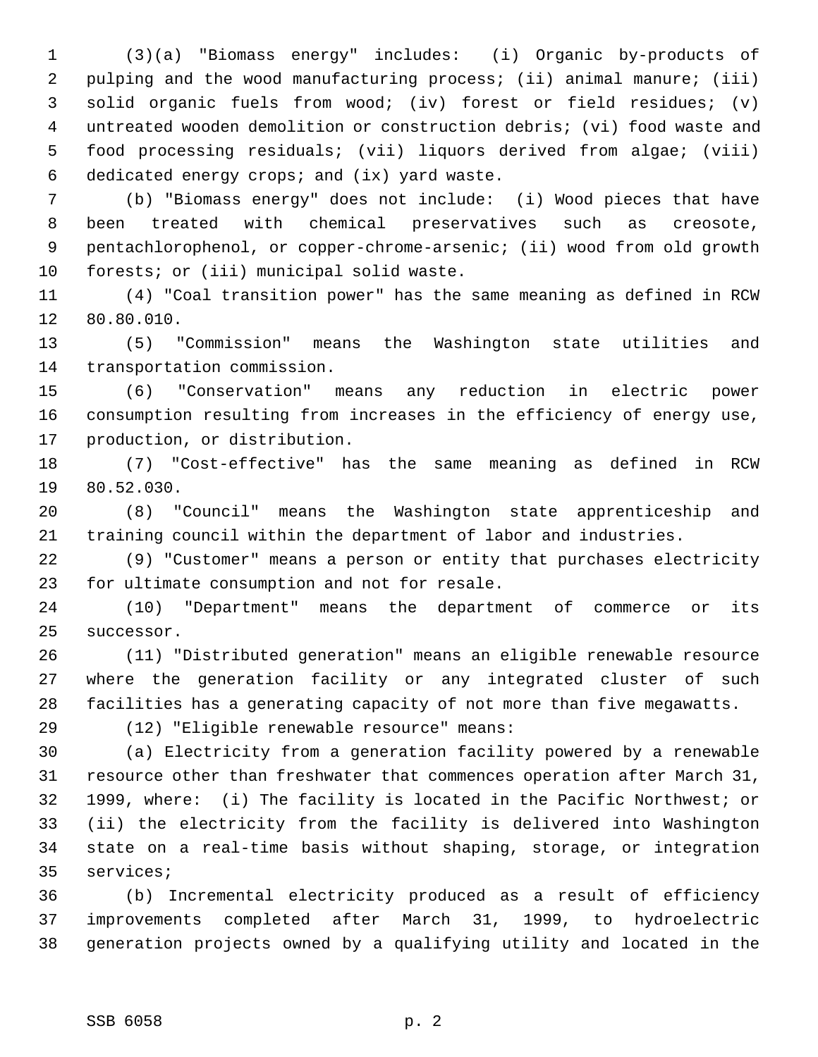(3)(a) "Biomass energy" includes: (i) Organic by-products of pulping and the wood manufacturing process; (ii) animal manure; (iii) solid organic fuels from wood; (iv) forest or field residues; (v) untreated wooden demolition or construction debris; (vi) food waste and food processing residuals; (vii) liquors derived from algae; (viii) dedicated energy crops; and (ix) yard waste.

(b) "Biomass energy" does not include: (i) Wood pieces that have been treated with chemical preservatives such as creosote, pentachlorophenol, or copper-chrome-arsenic; (ii) wood from old growth forests; or (iii) municipal solid waste.

(4) "Coal transition power" has the same meaning as defined in RCW 80.80.010.

(5) "Commission" means the Washington state utilities and transportation commission.

(6) "Conservation" means any reduction in electric power consumption resulting from increases in the efficiency of energy use, production, or distribution.

(7) "Cost-effective" has the same meaning as defined in RCW 80.52.030.

(8) "Council" means the Washington state apprenticeship and training council within the department of labor and industries.

(9) "Customer" means a person or entity that purchases electricity for ultimate consumption and not for resale.

(10) "Department" means the department of commerce or its successor.

(11) "Distributed generation" means an eligible renewable resource where the generation facility or any integrated cluster of such facilities has a generating capacity of not more than five megawatts.

(12) "Eligible renewable resource" means:

(a) Electricity from a generation facility powered by a renewable resource other than freshwater that commences operation after March 31, 1999, where: (i) The facility is located in the Pacific Northwest; or (ii) the electricity from the facility is delivered into Washington state on a real-time basis without shaping, storage, or integration services;

(b) Incremental electricity produced as a result of efficiency improvements completed after March 31, 1999, to hydroelectric generation projects owned by a qualifying utility and located in the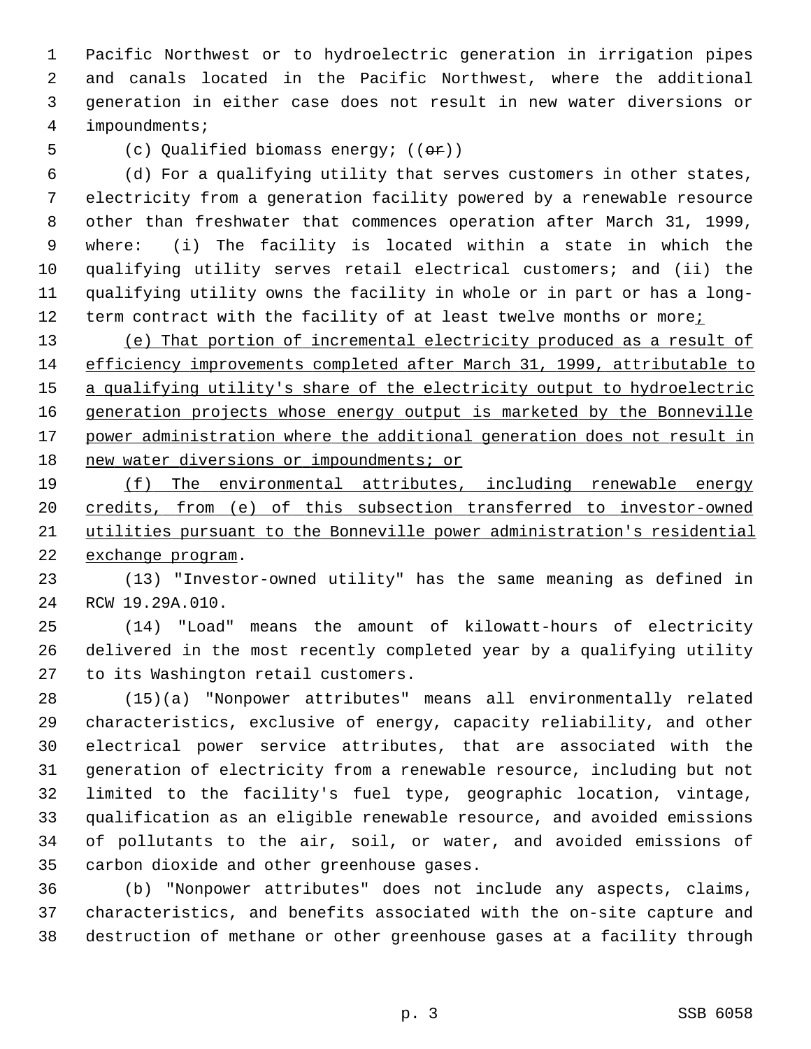Pacific Northwest or to hydroelectric generation in irrigation pipes and canals located in the Pacific Northwest, where the additional generation in either case does not result in new water diversions or impoundments;

(c) Qualified biomass energy; ((~~or~~))

(d) For a qualifying utility that serves customers in other states, electricity from a generation facility powered by a renewable resource other than freshwater that commences operation after March 31, 1999, where: (i) The facility is located within a state in which the qualifying utility serves retail electrical customers; and (ii) the qualifying utility owns the facility in whole or in part or has a long-term contract with the facility of at least twelve months or more<u>;</u>

<u>(e) That portion of incremental electricity produced as a result of efficiency improvements completed after March 31, 1999, attributable to a qualifying utility's share of the electricity output to hydroelectric generation projects whose energy output is marketed by the Bonneville power administration where the additional generation does not result in new water diversions or impoundments; or</u>

<u>(f) The environmental attributes, including renewable energy credits, from (e) of this subsection transferred to investor-owned utilities pursuant to the Bonneville power administration's residential exchange program</u>.

(13) "Investor-owned utility" has the same meaning as defined in RCW 19.29A.010.

(14) "Load" means the amount of kilowatt-hours of electricity delivered in the most recently completed year by a qualifying utility to its Washington retail customers.

(15)(a) "Nonpower attributes" means all environmentally related characteristics, exclusive of energy, capacity reliability, and other electrical power service attributes, that are associated with the generation of electricity from a renewable resource, including but not limited to the facility's fuel type, geographic location, vintage, qualification as an eligible renewable resource, and avoided emissions of pollutants to the air, soil, or water, and avoided emissions of carbon dioxide and other greenhouse gases.

(b) "Nonpower attributes" does not include any aspects, claims, characteristics, and benefits associated with the on-site capture and destruction of methane or other greenhouse gases at a facility through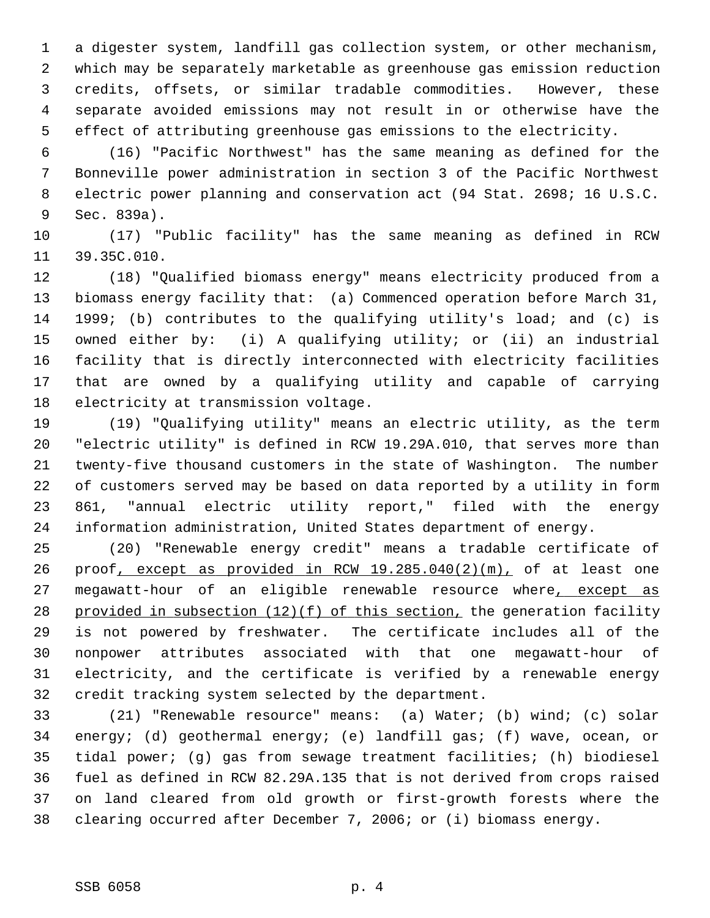a digester system, landfill gas collection system, or other mechanism, which may be separately marketable as greenhouse gas emission reduction credits, offsets, or similar tradable commodities. However, these separate avoided emissions may not result in or otherwise have the effect of attributing greenhouse gas emissions to the electricity.

(16) "Pacific Northwest" has the same meaning as defined for the Bonneville power administration in section 3 of the Pacific Northwest electric power planning and conservation act (94 Stat. 2698; 16 U.S.C. Sec. 839a).

(17) "Public facility" has the same meaning as defined in RCW 39.35C.010.

(18) "Qualified biomass energy" means electricity produced from a biomass energy facility that: (a) Commenced operation before March 31, 1999; (b) contributes to the qualifying utility's load; and (c) is owned either by: (i) A qualifying utility; or (ii) an industrial facility that is directly interconnected with electricity facilities that are owned by a qualifying utility and capable of carrying electricity at transmission voltage.

(19) "Qualifying utility" means an electric utility, as the term "electric utility" is defined in RCW 19.29A.010, that serves more than twenty-five thousand customers in the state of Washington. The number of customers served may be based on data reported by a utility in form 861, "annual electric utility report," filed with the energy information administration, United States department of energy.

(20) "Renewable energy credit" means a tradable certificate of proof<u>, except as provided in RCW 19.285.040(2)(m),</u> of at least one megawatt-hour of an eligible renewable resource where<u>, except as provided in subsection (12)(f) of this section,</u> the generation facility is not powered by freshwater. The certificate includes all of the nonpower attributes associated with that one megawatt-hour of electricity, and the certificate is verified by a renewable energy credit tracking system selected by the department.

(21) "Renewable resource" means: (a) Water; (b) wind; (c) solar energy; (d) geothermal energy; (e) landfill gas; (f) wave, ocean, or tidal power; (g) gas from sewage treatment facilities; (h) biodiesel fuel as defined in RCW 82.29A.135 that is not derived from crops raised on land cleared from old growth or first-growth forests where the clearing occurred after December 7, 2006; or (i) biomass energy.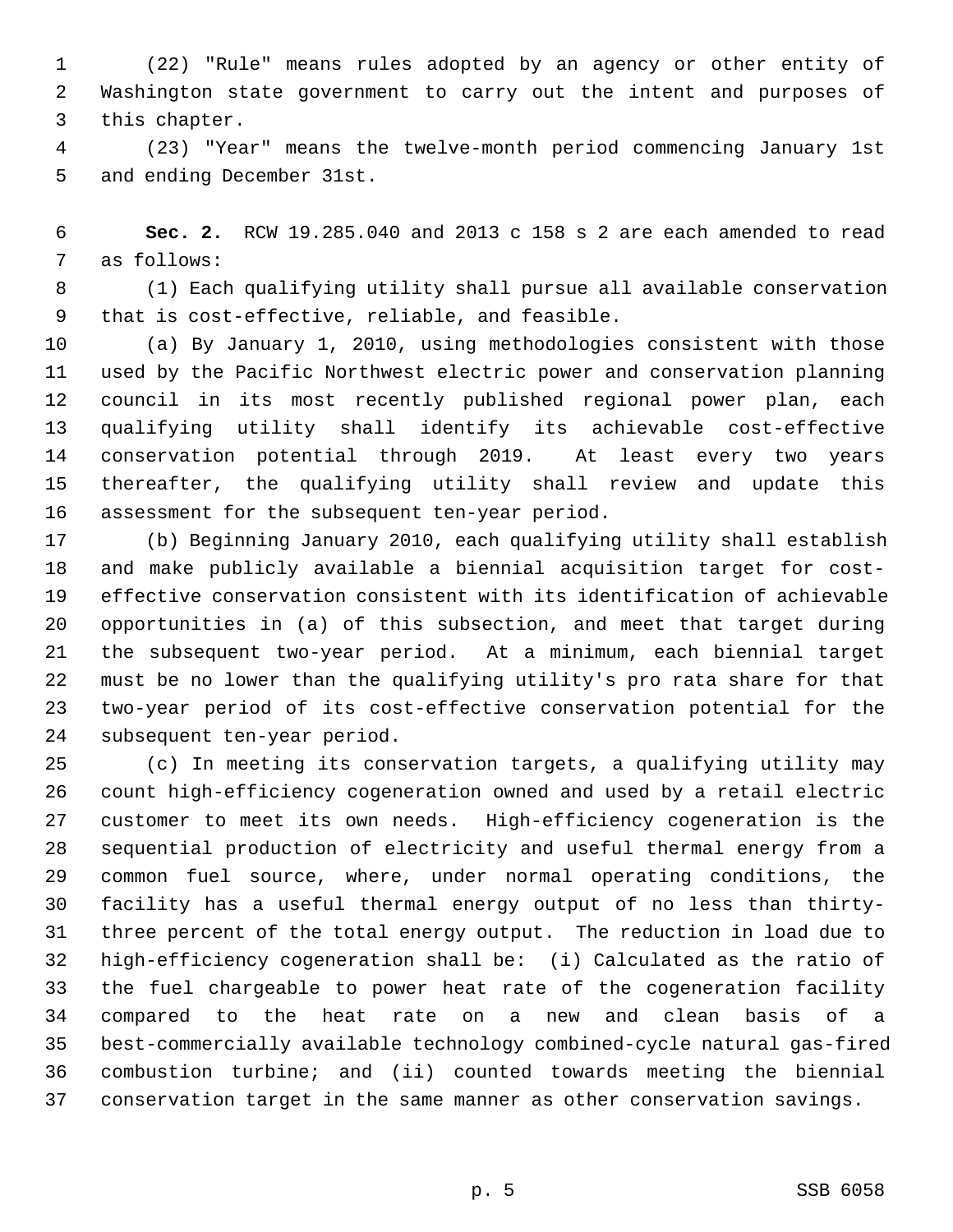(22) "Rule" means rules adopted by an agency or other entity of Washington state government to carry out the intent and purposes of this chapter.

(23) "Year" means the twelve-month period commencing January 1st and ending December 31st.

**Sec. 2.** RCW 19.285.040 and 2013 c 158 s 2 are each amended to read as follows:

(1) Each qualifying utility shall pursue all available conservation that is cost-effective, reliable, and feasible.

(a) By January 1, 2010, using methodologies consistent with those used by the Pacific Northwest electric power and conservation planning council in its most recently published regional power plan, each qualifying utility shall identify its achievable cost-effective conservation potential through 2019. At least every two years thereafter, the qualifying utility shall review and update this assessment for the subsequent ten-year period.

(b) Beginning January 2010, each qualifying utility shall establish and make publicly available a biennial acquisition target for cost-effective conservation consistent with its identification of achievable opportunities in (a) of this subsection, and meet that target during the subsequent two-year period. At a minimum, each biennial target must be no lower than the qualifying utility's pro rata share for that two-year period of its cost-effective conservation potential for the subsequent ten-year period.

(c) In meeting its conservation targets, a qualifying utility may count high-efficiency cogeneration owned and used by a retail electric customer to meet its own needs. High-efficiency cogeneration is the sequential production of electricity and useful thermal energy from a common fuel source, where, under normal operating conditions, the facility has a useful thermal energy output of no less than thirty-three percent of the total energy output. The reduction in load due to high-efficiency cogeneration shall be: (i) Calculated as the ratio of the fuel chargeable to power heat rate of the cogeneration facility compared to the heat rate on a new and clean basis of a best-commercially available technology combined-cycle natural gas-fired combustion turbine; and (ii) counted towards meeting the biennial conservation target in the same manner as other conservation savings.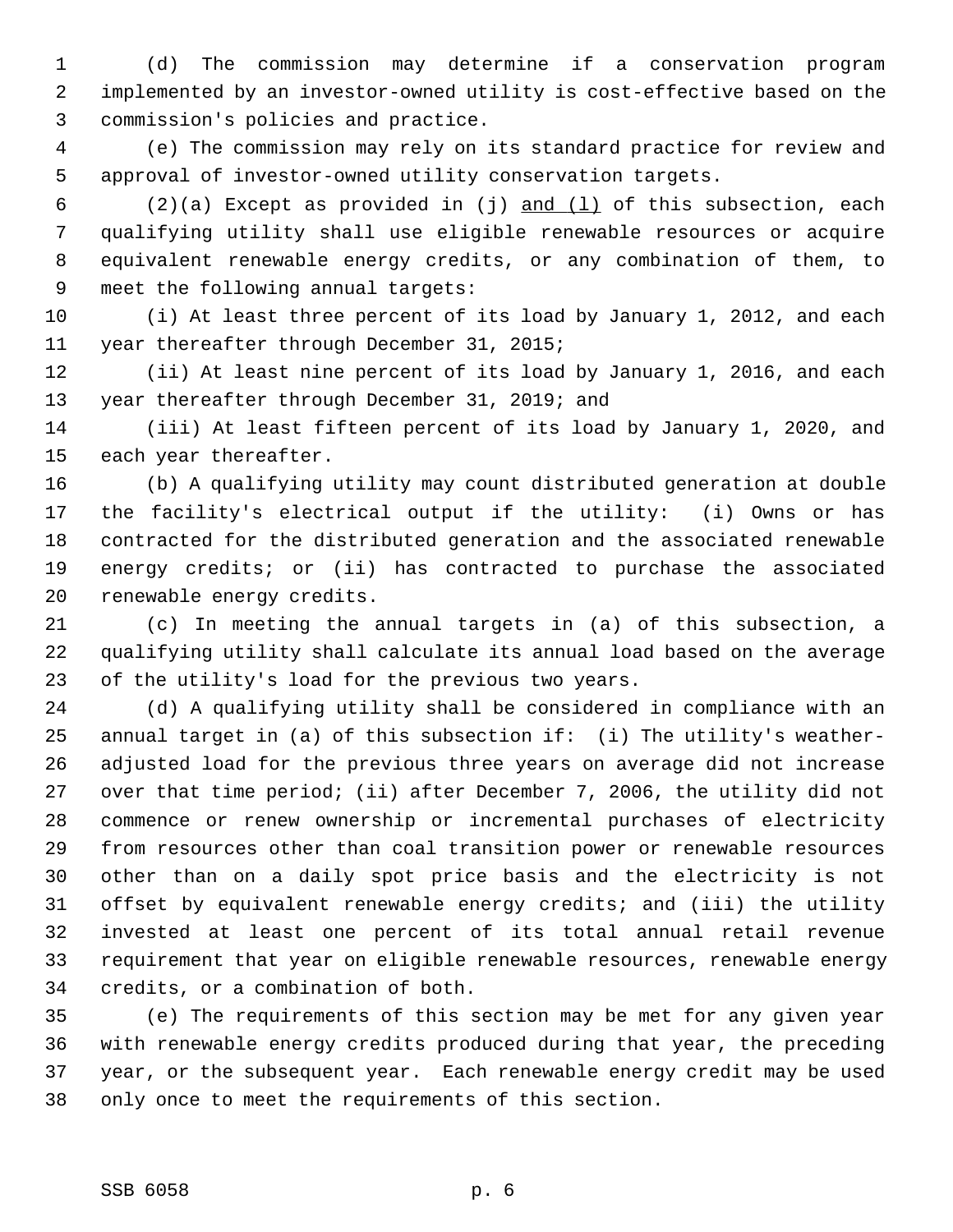(d) The commission may determine if a conservation program implemented by an investor-owned utility is cost-effective based on the commission's policies and practice.

(e) The commission may rely on its standard practice for review and approval of investor-owned utility conservation targets.

(2)(a) Except as provided in (j) <u>and (l)</u> of this subsection, each qualifying utility shall use eligible renewable resources or acquire equivalent renewable energy credits, or any combination of them, to meet the following annual targets:

(i) At least three percent of its load by January 1, 2012, and each year thereafter through December 31, 2015;

(ii) At least nine percent of its load by January 1, 2016, and each year thereafter through December 31, 2019; and

(iii) At least fifteen percent of its load by January 1, 2020, and each year thereafter.

(b) A qualifying utility may count distributed generation at double the facility's electrical output if the utility: (i) Owns or has contracted for the distributed generation and the associated renewable energy credits; or (ii) has contracted to purchase the associated renewable energy credits.

(c) In meeting the annual targets in (a) of this subsection, a qualifying utility shall calculate its annual load based on the average of the utility's load for the previous two years.

(d) A qualifying utility shall be considered in compliance with an annual target in (a) of this subsection if: (i) The utility's weather-adjusted load for the previous three years on average did not increase over that time period; (ii) after December 7, 2006, the utility did not commence or renew ownership or incremental purchases of electricity from resources other than coal transition power or renewable resources other than on a daily spot price basis and the electricity is not offset by equivalent renewable energy credits; and (iii) the utility invested at least one percent of its total annual retail revenue requirement that year on eligible renewable resources, renewable energy credits, or a combination of both.

(e) The requirements of this section may be met for any given year with renewable energy credits produced during that year, the preceding year, or the subsequent year. Each renewable energy credit may be used only once to meet the requirements of this section.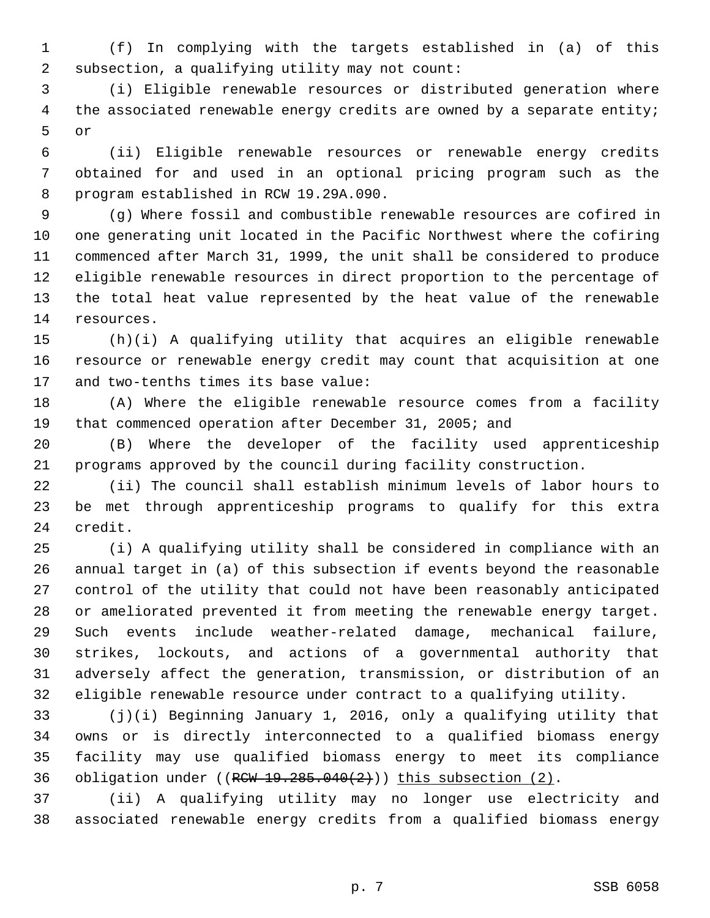(f) In complying with the targets established in (a) of this subsection, a qualifying utility may not count:

(i) Eligible renewable resources or distributed generation where the associated renewable energy credits are owned by a separate entity; or

(ii) Eligible renewable resources or renewable energy credits obtained for and used in an optional pricing program such as the program established in RCW 19.29A.090.

(g) Where fossil and combustible renewable resources are cofired in one generating unit located in the Pacific Northwest where the cofiring commenced after March 31, 1999, the unit shall be considered to produce eligible renewable resources in direct proportion to the percentage of the total heat value represented by the heat value of the renewable resources.

(h)(i) A qualifying utility that acquires an eligible renewable resource or renewable energy credit may count that acquisition at one and two-tenths times its base value:

(A) Where the eligible renewable resource comes from a facility that commenced operation after December 31, 2005; and

(B) Where the developer of the facility used apprenticeship programs approved by the council during facility construction.

(ii) The council shall establish minimum levels of labor hours to be met through apprenticeship programs to qualify for this extra credit.

(i) A qualifying utility shall be considered in compliance with an annual target in (a) of this subsection if events beyond the reasonable control of the utility that could not have been reasonably anticipated or ameliorated prevented it from meeting the renewable energy target. Such events include weather-related damage, mechanical failure, strikes, lockouts, and actions of a governmental authority that adversely affect the generation, transmission, or distribution of an eligible renewable resource under contract to a qualifying utility.

(j)(i) Beginning January 1, 2016, only a qualifying utility that owns or is directly interconnected to a qualified biomass energy facility may use qualified biomass energy to meet its compliance obligation under ((~~RCW 19.285.040(2)~~)) <u>this subsection (2)</u>.

(ii) A qualifying utility may no longer use electricity and associated renewable energy credits from a qualified biomass energy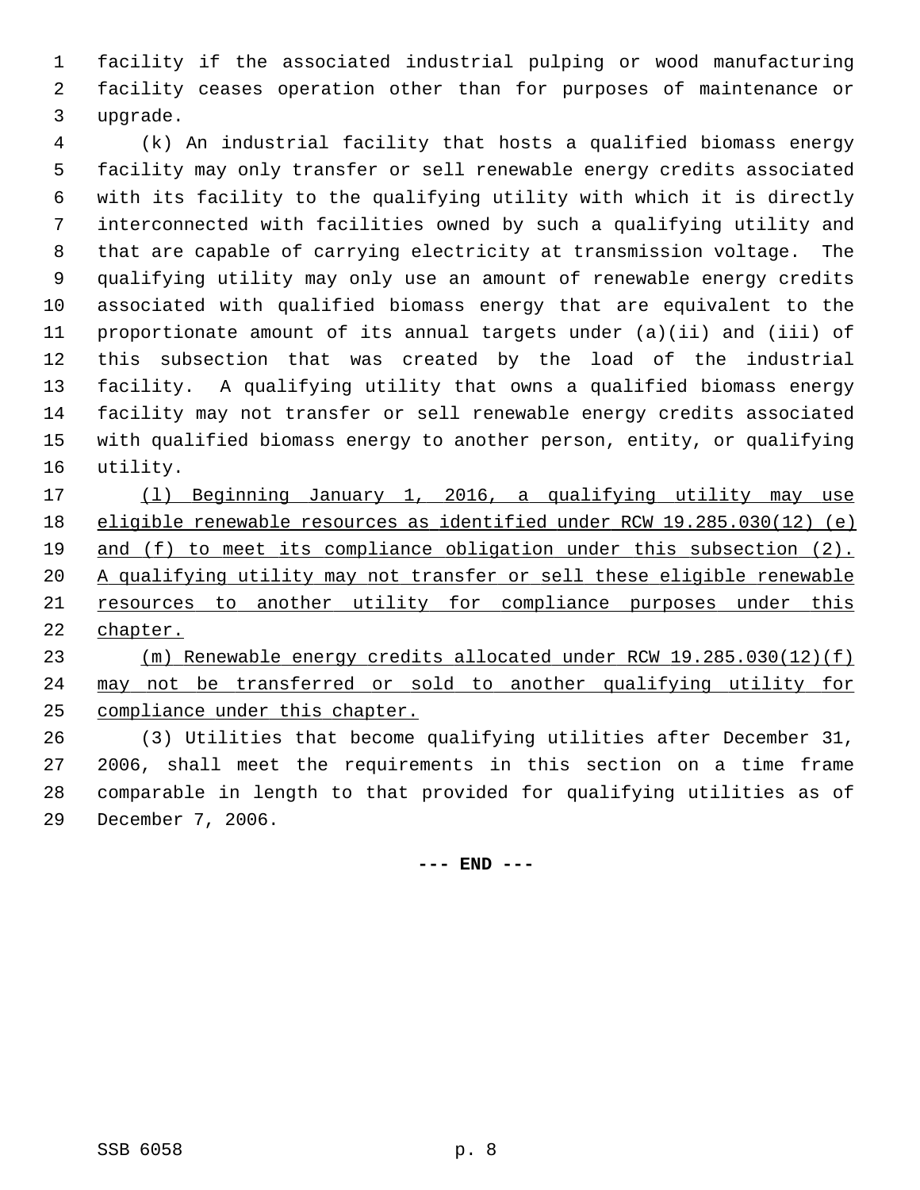facility if the associated industrial pulping or wood manufacturing facility ceases operation other than for purposes of maintenance or upgrade.

(k) An industrial facility that hosts a qualified biomass energy facility may only transfer or sell renewable energy credits associated with its facility to the qualifying utility with which it is directly interconnected with facilities owned by such a qualifying utility and that are capable of carrying electricity at transmission voltage. The qualifying utility may only use an amount of renewable energy credits associated with qualified biomass energy that are equivalent to the proportionate amount of its annual targets under (a)(ii) and (iii) of this subsection that was created by the load of the industrial facility. A qualifying utility that owns a qualified biomass energy facility may not transfer or sell renewable energy credits associated with qualified biomass energy to another person, entity, or qualifying utility.

<u>(l) Beginning January 1, 2016, a qualifying utility may use eligible renewable resources as identified under RCW 19.285.030(12) (e) and (f) to meet its compliance obligation under this subsection (2). A qualifying utility may not transfer or sell these eligible renewable resources to another utility for compliance purposes under this chapter.</u>

<u>(m) Renewable energy credits allocated under RCW 19.285.030(12)(f) may not be transferred or sold to another qualifying utility for compliance under this chapter.</u>

(3) Utilities that become qualifying utilities after December 31, 2006, shall meet the requirements in this section on a time frame comparable in length to that provided for qualifying utilities as of December 7, 2006.

**--- END ---**